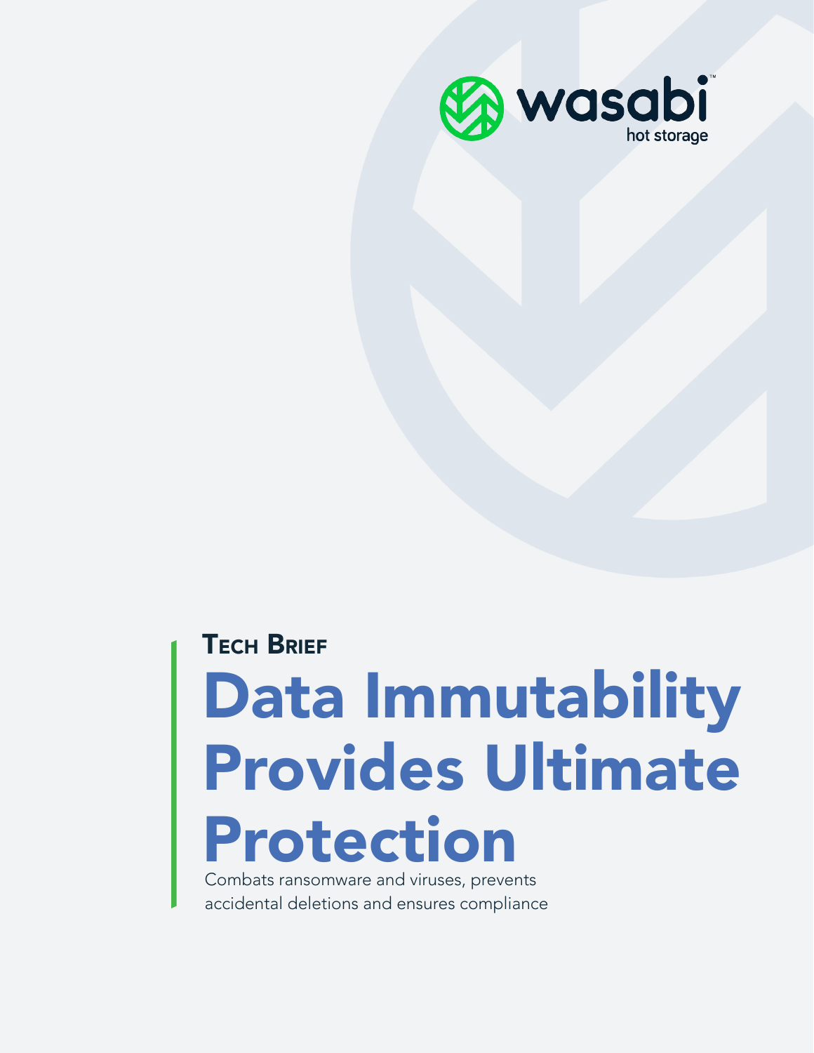wasabi hot storage

TECH BRIEF

# Data Immutability Provides Ultimate Protection

Combats ransomware and viruses, prevents accidental deletions and ensures compliance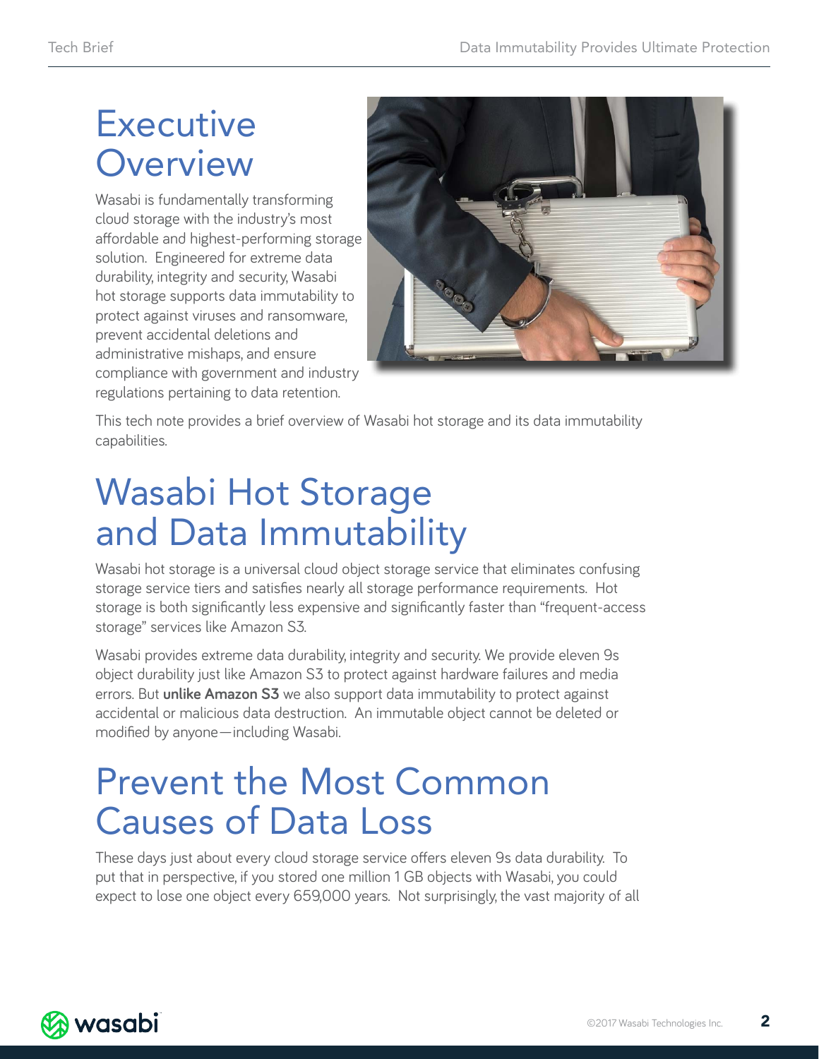# Executive Overview

Wasabi is fundamentally transforming cloud storage with the industry's most affordable and highest-performing storage solution. Engineered for extreme data durability, integrity and security, Wasabi hot storage supports data immutability to protect against viruses and ransomware, prevent accidental deletions and administrative mishaps, and ensure compliance with government and industry regulations pertaining to data retention.

This tech note provides a brief overview of Wasabi hot storage and its data immutability capabilities.

# Wasabi Hot Storage and Data Immutability

Wasabi hot storage is a universal cloud object storage service that eliminates confusing storage service tiers and satisfies nearly all storage performance requirements. Hot storage is both significantly less expensive and significantly faster than "frequent-access storage" services like Amazon S3.

Wasabi provides extreme data durability, integrity and security. We provide eleven 9s object durability just like Amazon S3 to protect against hardware failures and media errors. But **unlike Amazon S3** we also support data immutability to protect against accidental or malicious data destruction. An immutable object cannot be deleted or modified by anyone—including Wasabi.

# Prevent the Most Common Causes of Data Loss

These days just about every cloud storage service offers eleven 9s data durability. To put that in perspective, if you stored one million 1 GB objects with Wasabi, you could expect to lose one object every 659,000 years. Not surprisingly, the vast majority of all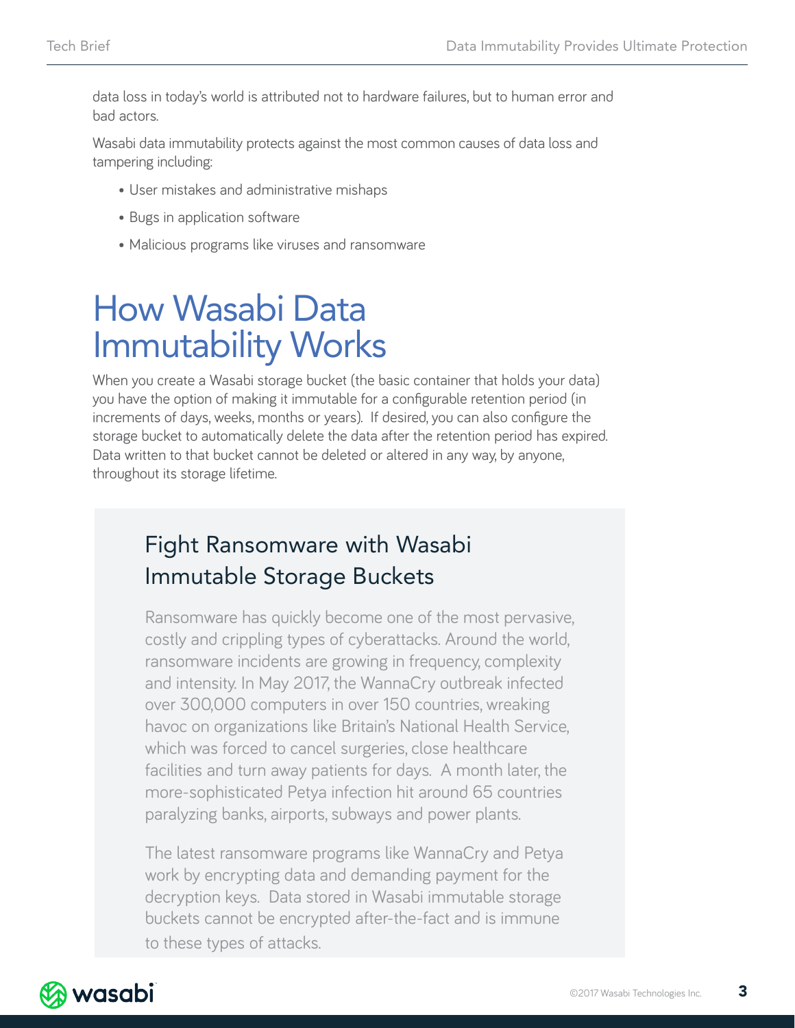data loss in today's world is attributed not to hardware failures, but to human error and bad actors.

Wasabi data immutability protects against the most common causes of data loss and tampering including:

- User mistakes and administrative mishaps
- Bugs in application software
- Malicious programs like viruses and ransomware

# How Wasabi Data Immutability Works

When you create a Wasabi storage bucket (the basic container that holds your data) you have the option of making it immutable for a configurable retention period (in increments of days, weeks, months or years). If desired, you can also configure the storage bucket to automatically delete the data after the retention period has expired. Data written to that bucket cannot be deleted or altered in any way, by anyone, throughout its storage lifetime.

## Fight Ransomware with Wasabi Immutable Storage Buckets

Ransomware has quickly become one of the most pervasive, costly and crippling types of cyberattacks. Around the world, ransomware incidents are growing in frequency, complexity and intensity. In May 2017, the WannaCry outbreak infected over 300,000 computers in over 150 countries, wreaking havoc on organizations like Britain's National Health Service, which was forced to cancel surgeries, close healthcare facilities and turn away patients for days. A month later, the more-sophisticated Petya infection hit around 65 countries paralyzing banks, airports, subways and power plants.

The latest ransomware programs like WannaCry and Petya work by encrypting data and demanding payment for the decryption keys. Data stored in Wasabi immutable storage buckets cannot be encrypted after-the-fact and is immune to these types of attacks.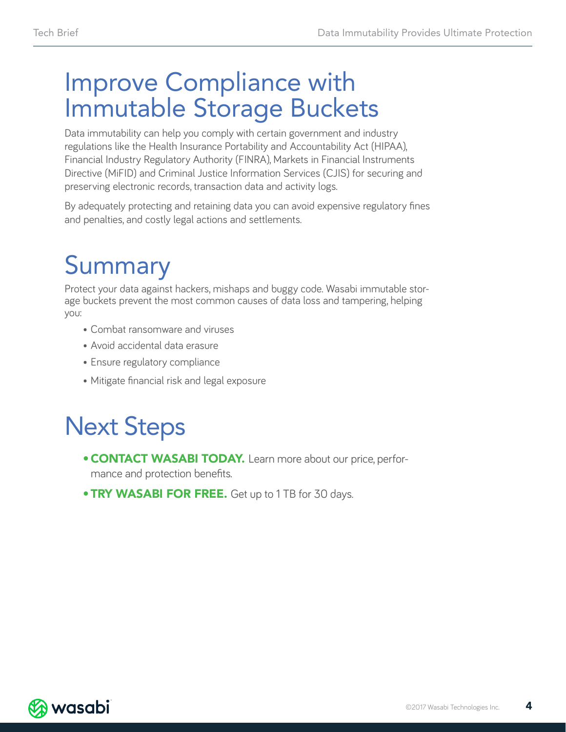# Improve Compliance with Immutable Storage Buckets

Data immutability can help you comply with certain government and industry regulations like the Health Insurance Portability and Accountability Act (HIPAA), Financial Industry Regulatory Authority (FINRA), Markets in Financial Instruments Directive (MiFID) and Criminal Justice Information Services (CJIS) for securing and preserving electronic records, transaction data and activity logs.

By adequately protecting and retaining data you can avoid expensive regulatory fines and penalties, and costly legal actions and settlements.

# Summary

Protect your data against hackers, mishaps and buggy code. Wasabi immutable storage buckets prevent the most common causes of data loss and tampering, helping you:

- Combat ransomware and viruses
- Avoid accidental data erasure
- Ensure regulatory compliance
- Mitigate financial risk and legal exposure

# Next Steps

- **CONTACT WASABI TODAY.** Learn more about our price, performance and protection benefits.
- **TRY WASABI FOR FREE.** Get up to 1 TB for 30 days.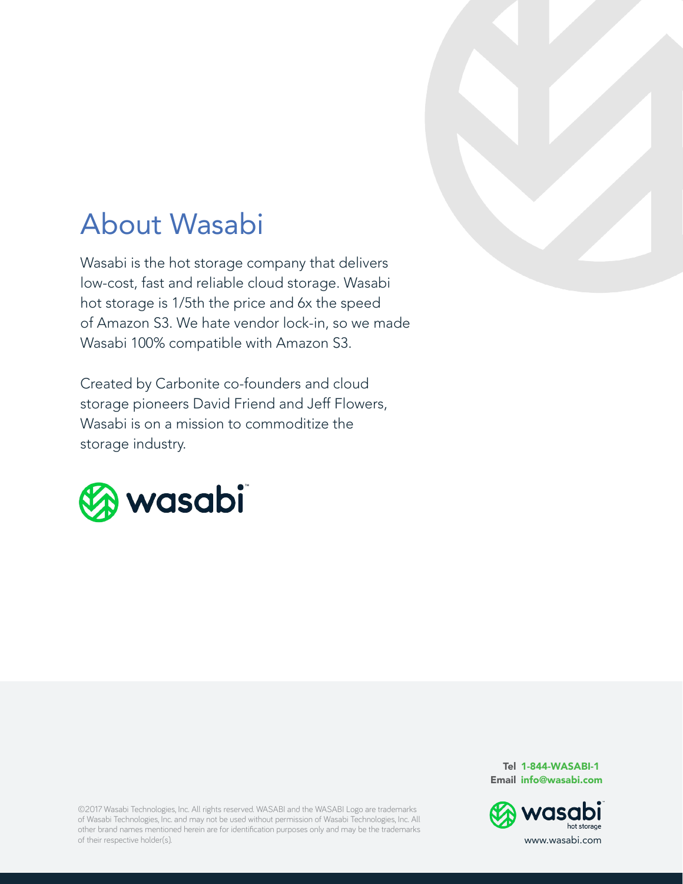# About Wasabi

Wasabi is the hot storage company that delivers low-cost, fast and reliable cloud storage. Wasabi hot storage is 1/5th the price and 6x the speed of Amazon S3. We hate vendor lock-in, so we made Wasabi 100% compatible with Amazon S3.

Created by Carbonite co-founders and cloud storage pioneers David Friend and Jeff Flowers, Wasabi is on a mission to commoditize the storage industry.

**Tel** 1-844-WASABI-1
**Email** info@wasabi.com

www.wasabi.com

©2017 Wasabi Technologies, Inc. All rights reserved. WASABI and the WASABI Logo are trademarks of Wasabi Technologies, Inc. and may not be used without permission of Wasabi Technologies, Inc. All other brand names mentioned herein are for identification purposes only and may be the trademarks of their respective holder(s).